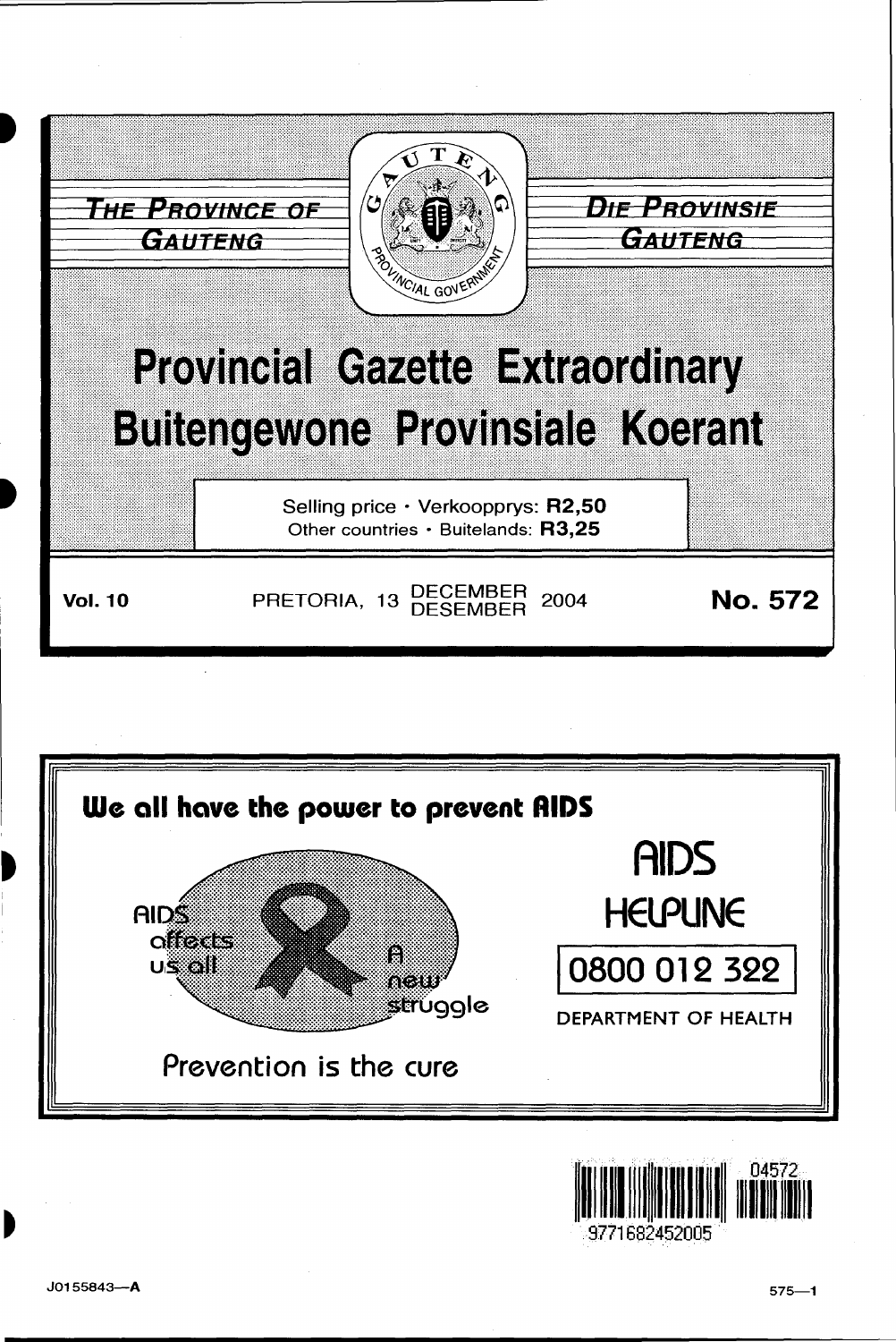**THE PROVINCE OF GAUTENG**

**DIE PROVINSIE GAUTENG**

# Provincial Gazette Extraordinary

# Buitengewone Provinsiale Koerant

Selling price · Verkoopprys: **R2,50**
Other countries · Buitelands: **R3,25**

**Vol. 10** PRETORIA, 13 DECEMBER / DESEMBER 2004 **No. 572**

**We all have the power to prevent AIDS**

AIDS affects us all

A new struggle

Prevention is the cure

AIDS HELPLINE

0800 012 322

DEPARTMENT OF HEALTH

9771682452005 04572

J0155843—A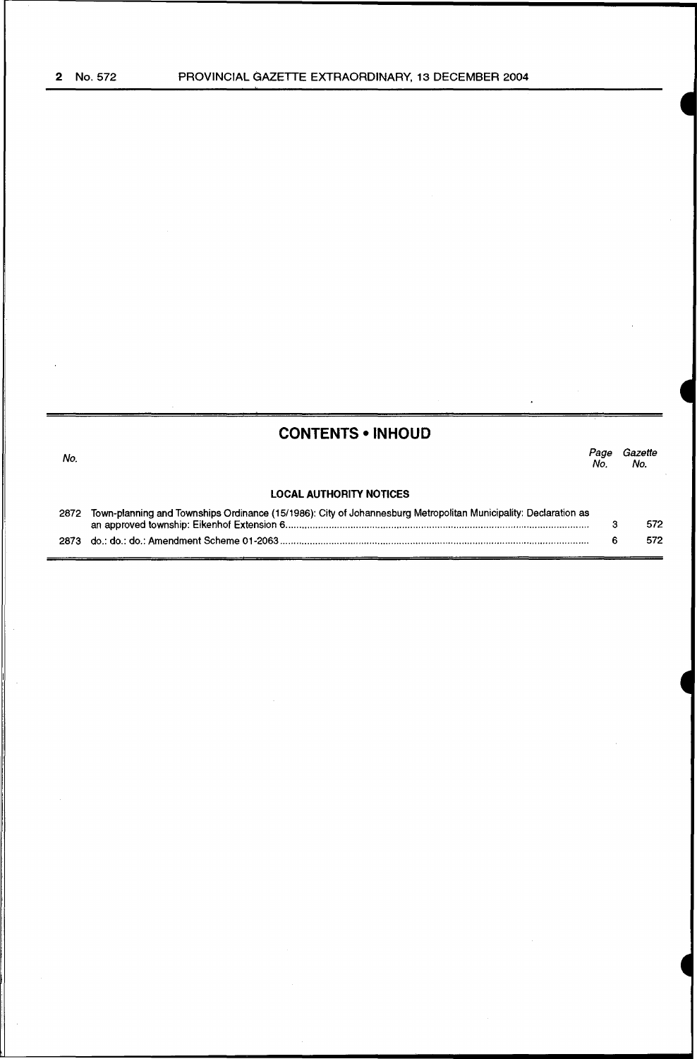## CONTENTS • INHOUD

| No. | | Page No. | Gazette No. |
|---|---|---|---|
| | **LOCAL AUTHORITY NOTICES** | | |
| 2872 | Town-planning and Townships Ordinance (15/1986): City of Johannesburg Metropolitan Municipality: Declaration as an approved township: Eikenhof Extension 6 | 3 | 572 |
| 2873 | do.: do.: do.: Amendment Scheme 01-2063 | 6 | 572 |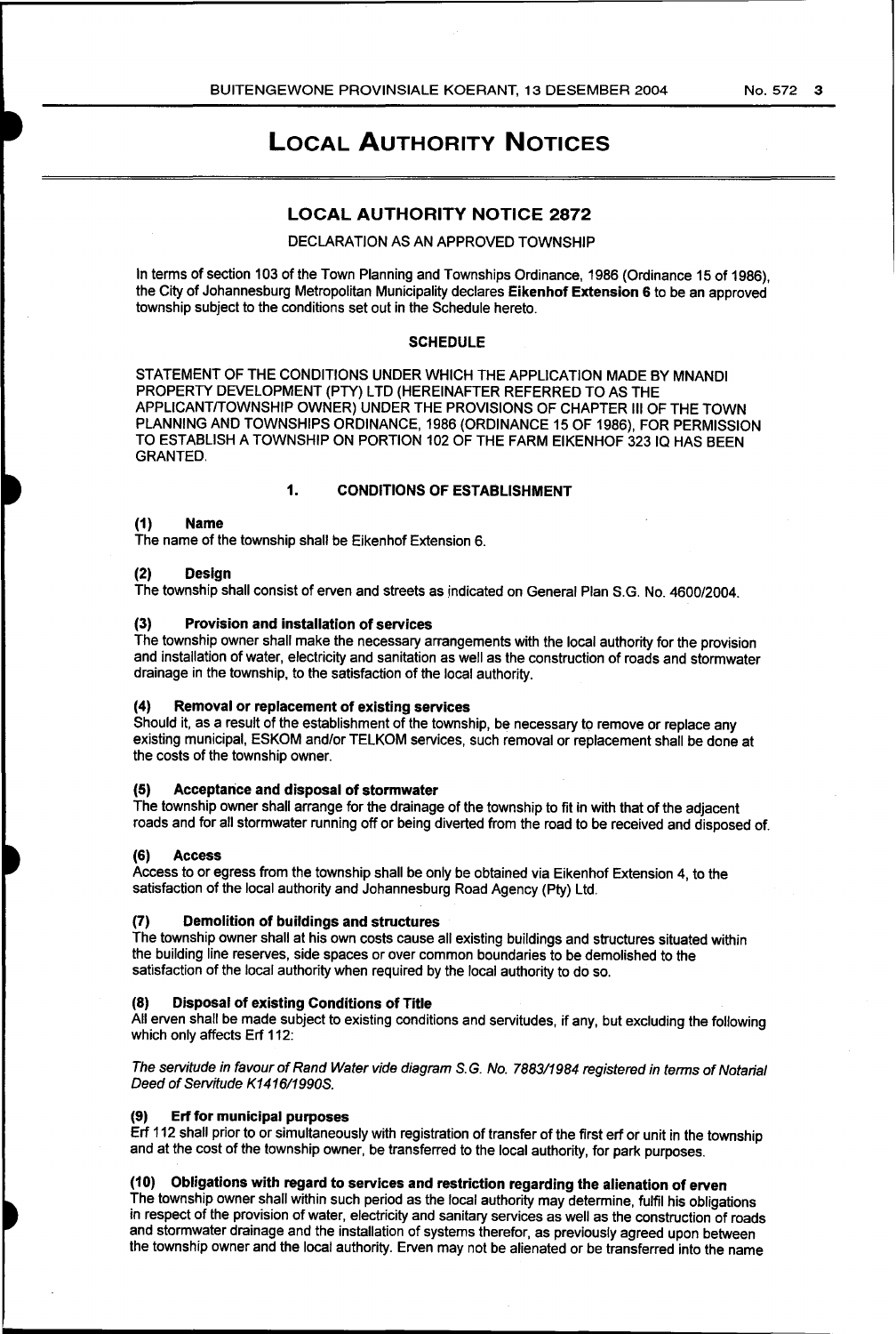# LOCAL AUTHORITY NOTICES

## LOCAL AUTHORITY NOTICE 2872

DECLARATION AS AN APPROVED TOWNSHIP

In terms of section 103 of the Town Planning and Townships Ordinance, 1986 (Ordinance 15 of 1986), the City of Johannesburg Metropolitan Municipality declares **Eikenhof Extension 6** to be an approved township subject to the conditions set out in the Schedule hereto.

### SCHEDULE

STATEMENT OF THE CONDITIONS UNDER WHICH THE APPLICATION MADE BY MNANDI PROPERTY DEVELOPMENT (PTY) LTD (HEREINAFTER REFERRED TO AS THE APPLICANT/TOWNSHIP OWNER) UNDER THE PROVISIONS OF CHAPTER III OF THE TOWN PLANNING AND TOWNSHIPS ORDINANCE, 1986 (ORDINANCE 15 OF 1986), FOR PERMISSION TO ESTABLISH A TOWNSHIP ON PORTION 102 OF THE FARM EIKENHOF 323 IQ HAS BEEN GRANTED.

### 1. CONDITIONS OF ESTABLISHMENT

**(1) Name**
The name of the township shall be Eikenhof Extension 6.

**(2) Design**
The township shall consist of erven and streets as indicated on General Plan S.G. No. 4600/2004.

**(3) Provision and installation of services**
The township owner shall make the necessary arrangements with the local authority for the provision and installation of water, electricity and sanitation as well as the construction of roads and stormwater drainage in the township, to the satisfaction of the local authority.

**(4) Removal or replacement of existing services**
Should it, as a result of the establishment of the township, be necessary to remove or replace any existing municipal, ESKOM and/or TELKOM services, such removal or replacement shall be done at the costs of the township owner.

**(5) Acceptance and disposal of stormwater**
The township owner shall arrange for the drainage of the township to fit in with that of the adjacent roads and for all stormwater running off or being diverted from the road to be received and disposed of.

**(6) Access**
Access to or egress from the township shall be only be obtained via Eikenhof Extension 4, to the satisfaction of the local authority and Johannesburg Road Agency (Pty) Ltd.

**(7) Demolition of buildings and structures**
The township owner shall at his own costs cause all existing buildings and structures situated within the building line reserves, side spaces or over common boundaries to be demolished to the satisfaction of the local authority when required by the local authority to do so.

**(8) Disposal of existing Conditions of Title**
All erven shall be made subject to existing conditions and servitudes, if any, but excluding the following which only affects Erf 112:

*The servitude in favour of Rand Water vide diagram S.G. No. 7883/1984 registered in terms of Notarial Deed of Servitude K1416/1990S.*

**(9) Erf for municipal purposes**
Erf 112 shall prior to or simultaneously with registration of transfer of the first erf or unit in the township and at the cost of the township owner, be transferred to the local authority, for park purposes.

**(10) Obligations with regard to services and restriction regarding the alienation of erven**
The township owner shall within such period as the local authority may determine, fulfil his obligations in respect of the provision of water, electricity and sanitary services as well as the construction of roads and stormwater drainage and the installation of systems therefor, as previously agreed upon between the township owner and the local authority. Erven may not be alienated or be transferred into the name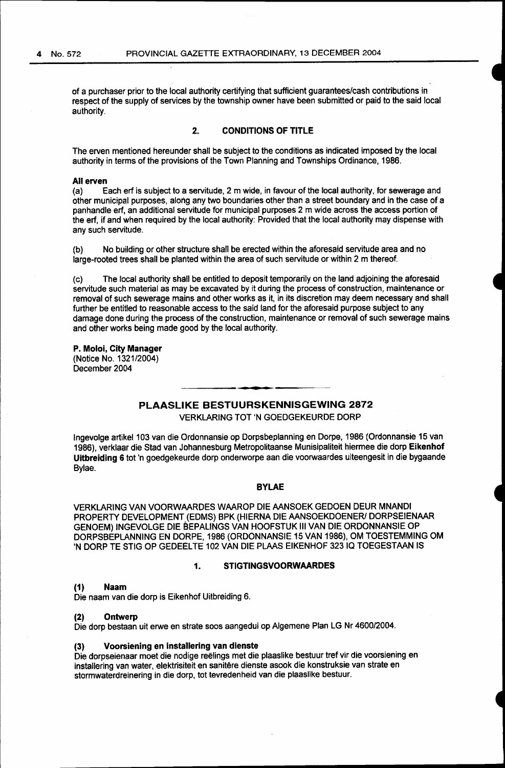of a purchaser prior to the local authority certifying that sufficient guarantees/cash contributions in respect of the supply of services by the township owner have been submitted or paid to the said local authority.

## 2. CONDITIONS OF TITLE

The erven mentioned hereunder shall be subject to the conditions as indicated imposed by the local authority in terms of the provisions of the Town Planning and Townships Ordinance, 1986.

**All erven**

(a) Each erf is subject to a servitude, 2 m wide, in favour of the local authority, for sewerage and other municipal purposes, along any two boundaries other than a street boundary and in the case of a panhandle erf, an additional servitude for municipal purposes 2 m wide across the access portion of the erf, if and when required by the local authority: Provided that the local authority may dispense with any such servitude.

(b) No building or other structure shall be erected within the aforesaid servitude area and no large-rooted trees shall be planted within the area of such servitude or within 2 m thereof.

(c) The local authority shall be entitled to deposit temporarily on the land adjoining the aforesaid servitude such material as may be excavated by it during the process of construction, maintenance or removal of such sewerage mains and other works as it, in its discretion may deem necessary and shall further be entitled to reasonable access to the said land for the aforesaid purpose subject to any damage done during the process of the construction, maintenance or removal of such sewerage mains and other works being made good by the local authority.

**P. Moloi, City Manager**
(Notice No. 1321/2004)
December 2004

---

## PLAASLIKE BESTUURSKENNISGEWING 2872

VERKLARING TOT 'N GOEDGEKEURDE DORP

Ingevolge artikel 103 van die Ordonnansie op Dorpsbeplanning en Dorpe, 1986 (Ordonnansie 15 van 1986), verklaar die Stad van Johannesburg Metropolitaanse Munisipaliteit hiermee die dorp **Eikenhof Uitbreiding 6** tot 'n goedgekeurde dorp onderworpe aan die voorwaardes uiteengesit in die bygaande Bylae.

### BYLAE

VERKLARING VAN VOORWAARDES WAAROP DIE AANSOEK GEDOEN DEUR MNANDI PROPERTY DEVELOPMENT (EDMS) BPK (HIERNA DIE AANSOEKDOENER/ DORPSEIENAAR GENOEM) INGEVOLGE DIE BEPALINGS VAN HOOFSTUK III VAN DIE ORDONNANSIE OP DORPSBEPLANNING EN DORPE, 1986 (ORDONNANSIE 15 VAN 1986), OM TOESTEMMING OM 'N DORP TE STIG OP GEDEELTE 102 VAN DIE PLAAS EIKENHOF 323 IQ TOEGESTAAN IS

## 1. STIGTINGSVOORWAARDES

**(1) Naam**

Die naam van die dorp is Eikenhof Uitbreiding 6.

**(2) Ontwerp**

Die dorp bestaan uit erwe en strate soos aangedui op Algemene Plan LG Nr 4600/2004.

**(3) Voorsiening en installering van dienste**

Die dorpseienaar moet die nodige reëlings met die plaaslike bestuur tref vir die voorsiening en installering van water, elektrisiteit en sanitêre dienste asook die konstruksie van strate en stormwaterdreinering in die dorp, tot tevredenheid van die plaaslike bestuur.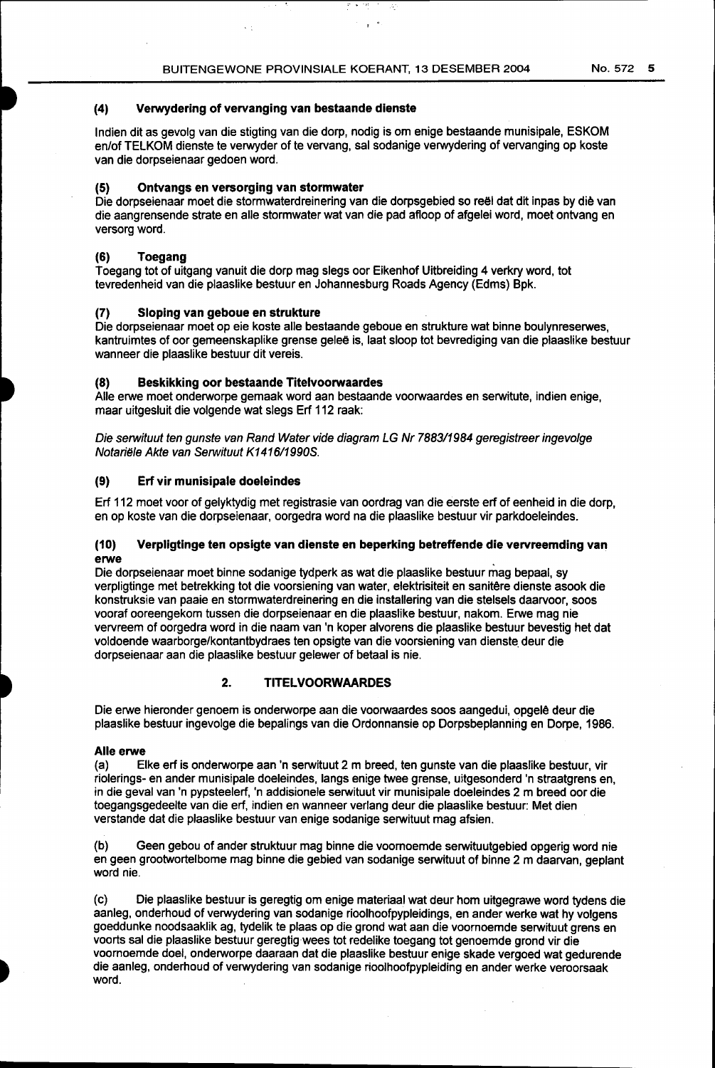#### (4) Verwydering of vervanging van bestaande dienste

Indien dit as gevolg van die stigting van die dorp, nodig is om enige bestaande munisipale, ESKOM en/of TELKOM dienste te verwyder of te vervang, sal sodanige verwydering of vervanging op koste van die dorpseienaar gedoen word.

#### (5) Ontvangs en versorging van stormwater

Die dorpseienaar moet die stormwaterdreinering van die dorpsgebied so reël dat dit inpas by dié van die aangrensende strate en alle stormwater wat van die pad afloop of afgelei word, moet ontvang en versorg word.

#### (6) Toegang

Toegang tot of uitgang vanuit die dorp mag slegs oor Eikenhof Uitbreiding 4 verkry word, tot tevredenheid van die plaaslike bestuur en Johannesburg Roads Agency (Edms) Bpk.

#### (7) Sloping van geboue en strukture

Die dorpseienaar moet op eie koste alle bestaande geboue en strukture wat binne boulynreserwes, kantruimtes of oor gemeenskaplike grense geleë is, laat sloop tot bevrediging van die plaaslike bestuur wanneer die plaaslike bestuur dit vereis.

#### (8) Beskikking oor bestaande Titelvoorwaardes

Alle erwe moet onderworpe gemaak word aan bestaande voorwaardes en serwitute, indien enige, maar uitgesluit die volgende wat slegs Erf 112 raak:

*Die serwituut ten gunste van Rand Water vide diagram LG Nr 7883/1984 geregistreer ingevolge Notariële Akte van Serwituut K1416/1990S.*

#### (9) Erf vir munisipale doeleindes

Erf 112 moet voor of gelyktydig met registrasie van oordrag van die eerste erf of eenheid in die dorp, en op koste van die dorpseienaar, oorgedra word na die plaaslike bestuur vir parkdoeleindes.

#### (10) Verpligtinge ten opsigte van dienste en beperking betreffende die vervreemding van erwe

Die dorpseienaar moet binne sodanige tydperk as wat die plaaslike bestuur mag bepaal, sy verpligtinge met betrekking tot die voorsiening van water, elektrisiteit en sanitêre dienste asook die konstruksie van paaie en stormwaterdreinering en die installering van die stelsels daarvoor, soos vooraf ooreengekom tussen die dorpseienaar en die plaaslike bestuur, nakom. Erwe mag nie vervreem of oorgedra word in die naam van 'n koper alvorens die plaaslike bestuur bevestig het dat voldoende waarborge/kontantbydraes ten opsigte van die voorsiening van dienste deur die dorpseienaar aan die plaaslike bestuur gelewer of betaal is nie.

## 2. TITELVOORWAARDES

Die erwe hieronder genoem is onderworpe aan die voorwaardes soos aangedui, opgelê deur die plaaslike bestuur ingevolge die bepalings van die Ordonnansie op Dorpsbeplanning en Dorpe, 1986.

**Alle erwe**

(a) Elke erf is onderworpe aan 'n serwituut 2 m breed, ten gunste van die plaaslike bestuur, vir riolerings- en ander munisipale doeleindes, langs enige twee grense, uitgesonderd 'n straatgrens en, in die geval van 'n pypsteelerf, 'n addisionele serwituut vir munisipale doeleindes 2 m breed oor die toegangsgedeelte van die erf, indien en wanneer verlang deur die plaaslike bestuur: Met dien verstande dat die plaaslike bestuur van enige sodanige serwituut mag afsien.

(b) Geen gebou of ander struktuur mag binne die voornoemde serwituutgebied opgerig word nie en geen grootwortelbome mag binne die gebied van sodanige serwituut of binne 2 m daarvan, geplant word nie.

(c) Die plaaslike bestuur is geregtig om enige materiaal wat deur hom uitgegrawe word tydens die aanleg, onderhoud of verwydering van sodanige rioolhoofpypleidings, en ander werke wat hy volgens goeddunke noodsaaklik ag, tydelik te plaas op die grond wat aan die voornoemde serwituut grens en voorts sal die plaaslike bestuur geregtig wees tot redelike toegang tot genoemde grond vir die voornoemde doel, onderworpe daaraan dat die plaaslike bestuur enige skade vergoed wat gedurende die aanleg, onderhoud of verwydering van sodanige rioolhoofpypleiding en ander werke veroorsaak word.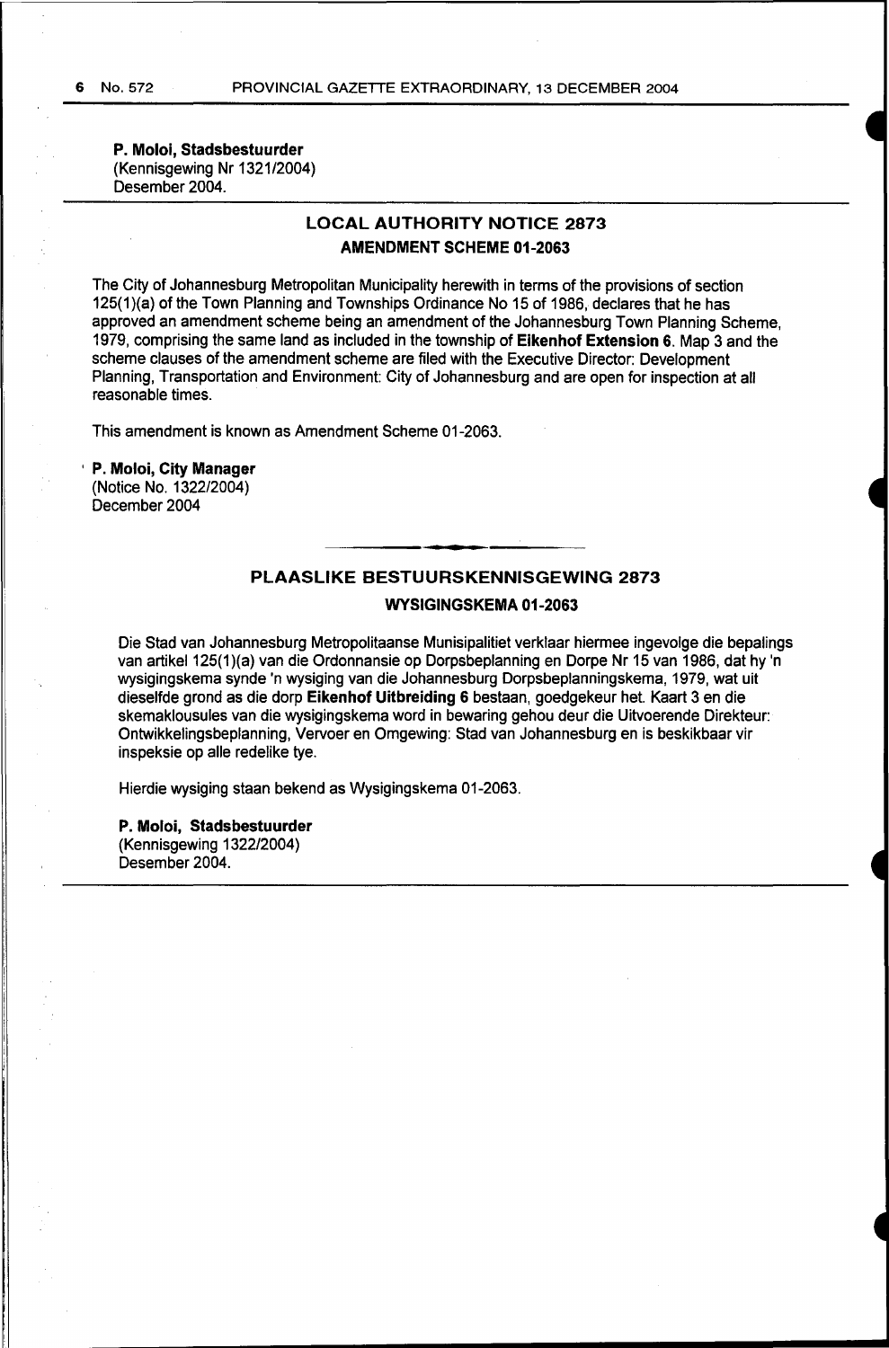**P. Moloi, Stadsbestuurder**
(Kennisgewing Nr 1321/2004)
Desember 2004.

## LOCAL AUTHORITY NOTICE 2873

### AMENDMENT SCHEME 01-2063

The City of Johannesburg Metropolitan Municipality herewith in terms of the provisions of section 125(1)(a) of the Town Planning and Townships Ordinance No 15 of 1986, declares that he has approved an amendment scheme being an amendment of the Johannesburg Town Planning Scheme, 1979, comprising the same land as included in the township of **Eikenhof Extension 6**. Map 3 and the scheme clauses of the amendment scheme are filed with the Executive Director: Development Planning, Transportation and Environment: City of Johannesburg and are open for inspection at all reasonable times.

This amendment is known as Amendment Scheme 01-2063.

**P. Moloi, City Manager**
(Notice No. 1322/2004)
December 2004

## PLAASLIKE BESTUURSKENNISGEWING 2873

### WYSIGINGSKEMA 01-2063

Die Stad van Johannesburg Metropolitaanse Munisipaliteit verklaar hiermee ingevolge die bepalings van artikel 125(1)(a) van die Ordonnansie op Dorpsbeplanning en Dorpe Nr 15 van 1986, dat hy 'n wysigingskema synde 'n wysiging van die Johannesburg Dorpsbeplanningskema, 1979, wat uit dieselfde grond as die dorp **Eikenhof Uitbreiding 6** bestaan, goedgekeur het. Kaart 3 en die skemaklousules van die wysigingskema word in bewaring gehou deur die Uitvoerende Direkteur: Ontwikkelingsbeplanning, Vervoer en Omgewing: Stad van Johannesburg en is beskikbaar vir inspeksie op alle redelike tye.

Hierdie wysiging staan bekend as Wysigingskema 01-2063.

**P. Moloi, Stadsbestuurder**
(Kennisgewing 1322/2004)
Desember 2004.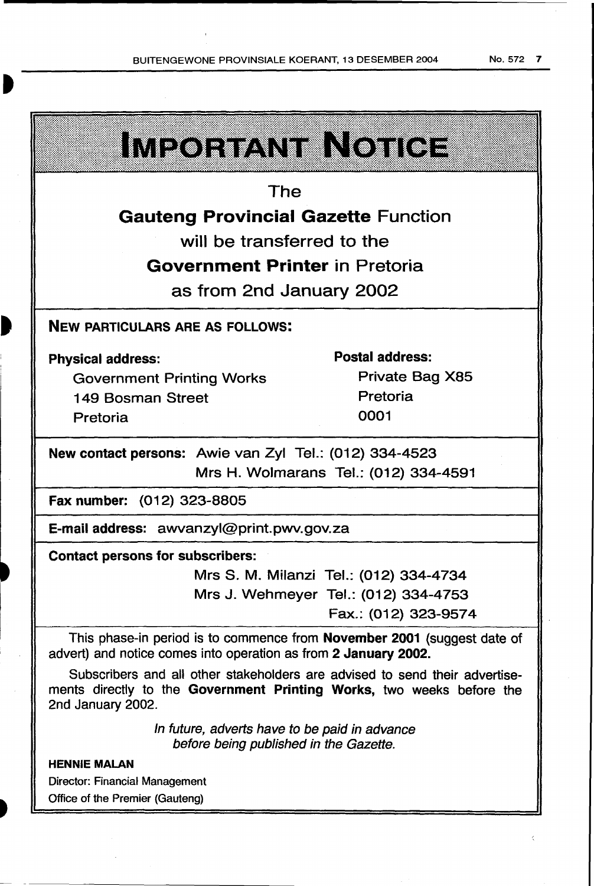# IMPORTANT NOTICE

The

**Gauteng Provincial Gazette** Function

will be transferred to the

**Government Printer** in Pretoria

as from 2nd January 2002

## NEW PARTICULARS ARE AS FOLLOWS:

**Physical address:**

Government Printing Works
149 Bosman Street
Pretoria

**Postal address:**

Private Bag X85
Pretoria
0001

**New contact persons:** Awie van Zyl Tel.: (012) 334-4523
Mrs H. Wolmarans Tel.: (012) 334-4591

**Fax number:** (012) 323-8805

**E-mail address:** awvanzyl@print.pwv.gov.za

**Contact persons for subscribers:**

Mrs S. M. Milanzi Tel.: (012) 334-4734
Mrs J. Wehmeyer Tel.: (012) 334-4753
Fax.: (012) 323-9574

This phase-in period is to commence from **November 2001** (suggest date of advert) and notice comes into operation as from **2 January 2002.**

Subscribers and all other stakeholders are advised to send their advertisements directly to the **Government Printing Works,** two weeks before the 2nd January 2002.

*In future, adverts have to be paid in advance before being published in the Gazette.*

**HENNIE MALAN**
Director: Financial Management
Office of the Premier (Gauteng)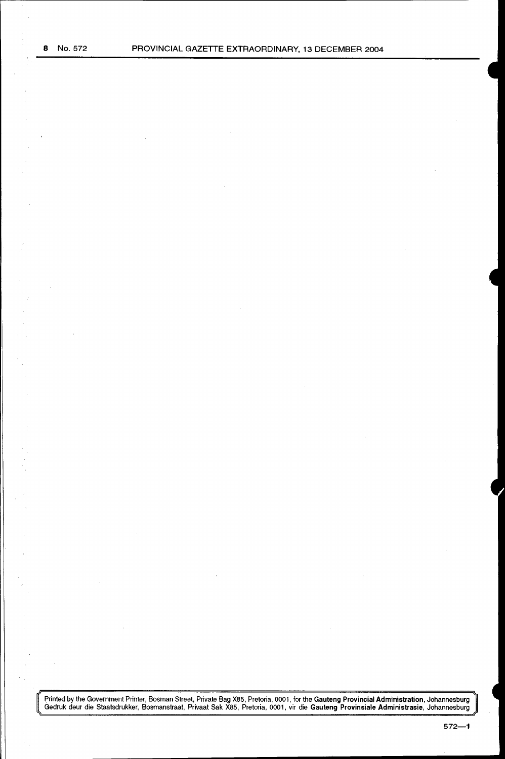Printed by the Government Printer, Bosman Street, Private Bag X85, Pretoria, 0001, for the **Gauteng Provincial Administration**, Johannesburg
Gedruk deur die Staatsdrukker, Bosmanstraat, Privaat Sak X85, Pretoria, 0001, vir die **Gauteng Provinsiale Administrasie**, Johannesburg

572—**1**